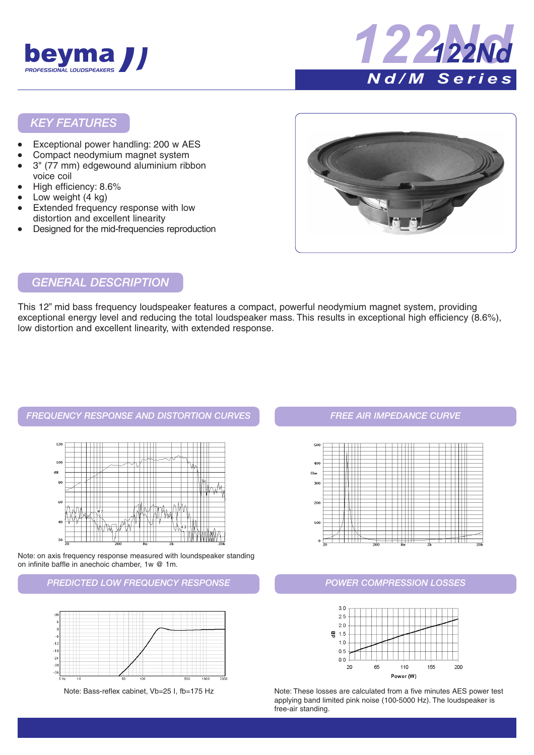# beyma

PROFESSIONAL LOUDSPEAKERS

# 122Nd

## Nd/M Series

## KEY FEATURES

- Exceptional power handling: 200 w AES
- Compact neodymium magnet system
- 3" (77 mm) edgewound aluminium ribbon voice coil
- High efficiency: 8.6%
- Low weight (4 kg)
- Extended frequency response with low distortion and excellent linearity
- Designed for the mid-frequencies reproduction

## GENERAL DESCRIPTION

This 12" mid bass frequency loudspeaker features a compact, powerful neodymium magnet system, providing exceptional energy level and reducing the total loudspeaker mass. This results in exceptional high efficiency (8.6%), low distortion and excellent linearity, with extended response.

## FREQUENCY RESPONSE AND DISTORTION CURVES

Note: on axis frequency response measured with loundspeaker standing on infinite baffle in anechoic chamber, 1w @ 1m.

## FREE AIR IMPEDANCE CURVE

## PREDICTED LOW FREQUENCY RESPONSE

Note: Bass-reflex cabinet, Vb=25 l, fb=175 Hz

## POWER COMPRESSION LOSSES

Note: These losses are calculated from a five minutes AES power test applying band limited pink noise (100-5000 Hz). The loudspeaker is free-air standing.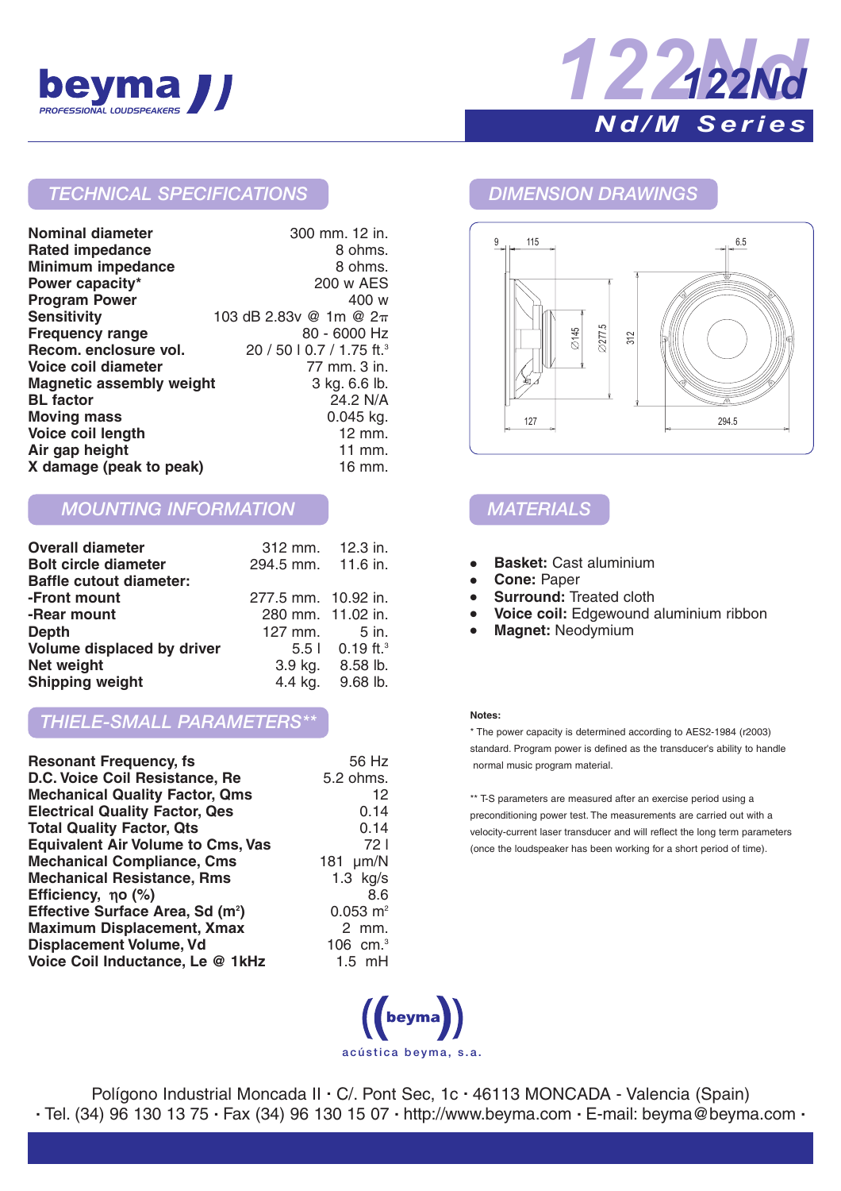beyma
PROFESSIONAL LOUDSPEAKERS

# 122Nd

**Nd/M Series**

## TECHNICAL SPECIFICATIONS

| | |
|---|---|
| **Nominal diameter** | 300 mm. 12 in. |
| **Rated impedance** | 8 ohms. |
| **Minimum impedance** | 8 ohms. |
| **Power capacity*** | 200 w AES |
| **Program Power** | 400 w |
| **Sensitivity** | 103 dB 2.83v @ 1m @ $2\pi$ |
| **Frequency range** | 80 - 6000 Hz |
| **Recom. enclosure vol.** | 20 / 50 l 0.7 / 1.75 ft.$^3$ |
| **Voice coil diameter** | 77 mm. 3 in. |
| **Magnetic assembly weight** | 3 kg. 6.6 lb. |
| **BL factor** | 24.2 N/A |
| **Moving mass** | 0.045 kg. |
| **Voice coil length** | 12 mm. |
| **Air gap height** | 11 mm. |
| **X damage (peak to peak)** | 16 mm. |

## MOUNTING INFORMATION

| | | |
|---|---|---|
| **Overall diameter** | 312 mm. | 12.3 in. |
| **Bolt circle diameter** | 294.5 mm. | 11.6 in. |
| **Baffle cutout diameter:** | | |
| **-Front mount** | 277.5 mm. | 10.92 in. |
| **-Rear mount** | 280 mm. | 11.02 in. |
| **Depth** | 127 mm. | 5 in. |
| **Volume displaced by driver** | 5.5 l | 0.19 ft.$^3$ |
| **Net weight** | 3.9 kg. | 8.58 lb. |
| **Shipping weight** | 4.4 kg. | 9.68 lb. |

## THIELE-SMALL PARAMETERS**

| | |
|---|---|
| **Resonant Frequency, fs** | 56 Hz |
| **D.C. Voice Coil Resistance, Re** | 5.2 ohms. |
| **Mechanical Quality Factor, Qms** | 12 |
| **Electrical Quality Factor, Qes** | 0.14 |
| **Total Quality Factor, Qts** | 0.14 |
| **Equivalent Air Volume to Cms, Vas** | 72 l |
| **Mechanical Compliance, Cms** | 181 µm/N |
| **Mechanical Resistance, Rms** | 1.3 kg/s |
| **Efficiency, $\eta_o$ (%)** | 8.6 |
| **Effective Surface Area, Sd ($m^2$)** | 0.053 $m^2$ |
| **Maximum Displacement, Xmax** | 2 mm. |
| **Displacement Volume, Vd** | 106 cm.$^3$ |
| **Voice Coil Inductance, Le @ 1kHz** | 1.5 mH |

## DIMENSION DRAWINGS

9
115
6.5
∅145
∅277.5
312
127
294.5

## MATERIALS

- **Basket:** Cast aluminium
- **Cone:** Paper
- **Surround:** Treated cloth
- **Voice coil:** Edgewound aluminium ribbon
- **Magnet:** Neodymium

**Notes:**

* The power capacity is determined according to AES2-1984 (r2003) standard. Program power is defined as the transducer's ability to handle normal music program material.

** T-S parameters are measured after an exercise period using a preconditioning power test. The measurements are carried out with a velocity-current laser transducer and will reflect the long term parameters (once the loudspeaker has been working for a short period of time).

beyma
acústica beyma, s.a.

Polígono Industrial Moncada II · C/. Pont Sec, 1c · 46113 MONCADA - Valencia (Spain)
· Tel. (34) 96 130 13 75 · Fax (34) 96 130 15 07 · http://www.beyma.com · E-mail: beyma@beyma.com ·